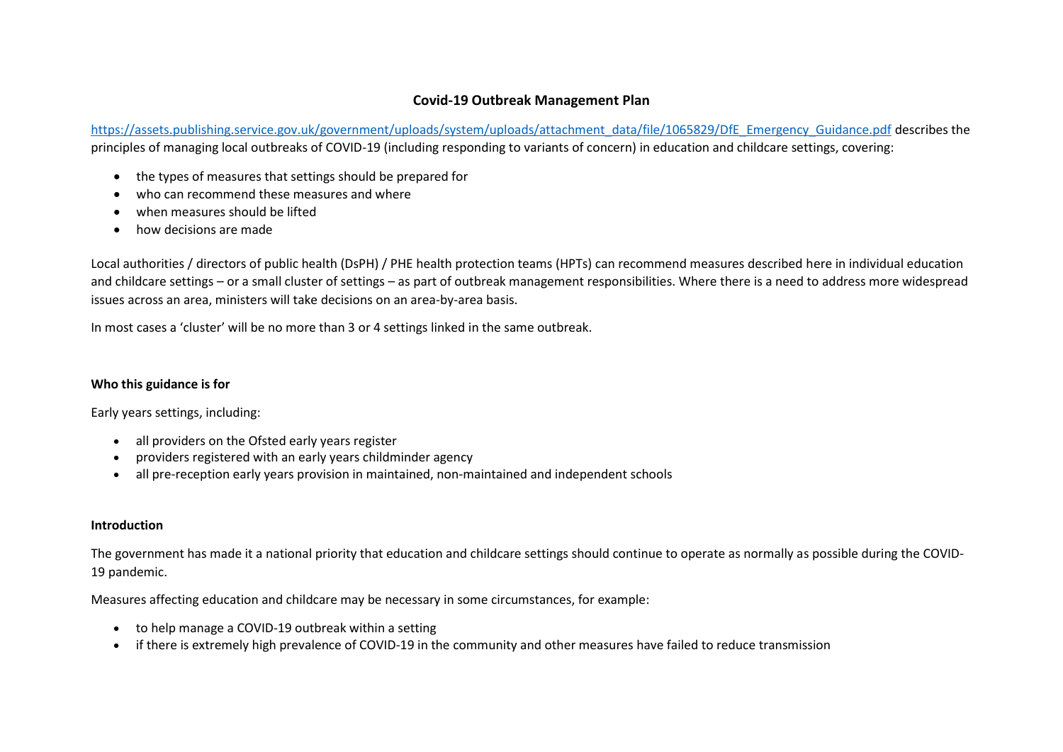# Covid-19 Outbreak Management Plan

https://assets.publishing.service.gov.uk/government/uploads/system/uploads/attachment_data/file/1065829/DfE_Emergency_Guidance.pdf describes the principles of managing local outbreaks of COVID-19 (including responding to variants of concern) in education and childcare settings, covering:

- the types of measures that settings should be prepared for
- who can recommend these measures and where
- when measures should be lifted
- how decisions are made

Local authorities / directors of public health (DsPH) / PHE health protection teams (HPTs) can recommend measures described here in individual education and childcare settings – or a small cluster of settings – as part of outbreak management responsibilities. Where there is a need to address more widespread issues across an area, ministers will take decisions on an area-by-area basis.

In most cases a 'cluster' will be no more than 3 or 4 settings linked in the same outbreak.

**Who this guidance is for**

Early years settings, including:

- all providers on the Ofsted early years register
- providers registered with an early years childminder agency
- all pre-reception early years provision in maintained, non-maintained and independent schools

**Introduction**

The government has made it a national priority that education and childcare settings should continue to operate as normally as possible during the COVID-19 pandemic.

Measures affecting education and childcare may be necessary in some circumstances, for example:

- to help manage a COVID-19 outbreak within a setting
- if there is extremely high prevalence of COVID-19 in the community and other measures have failed to reduce transmission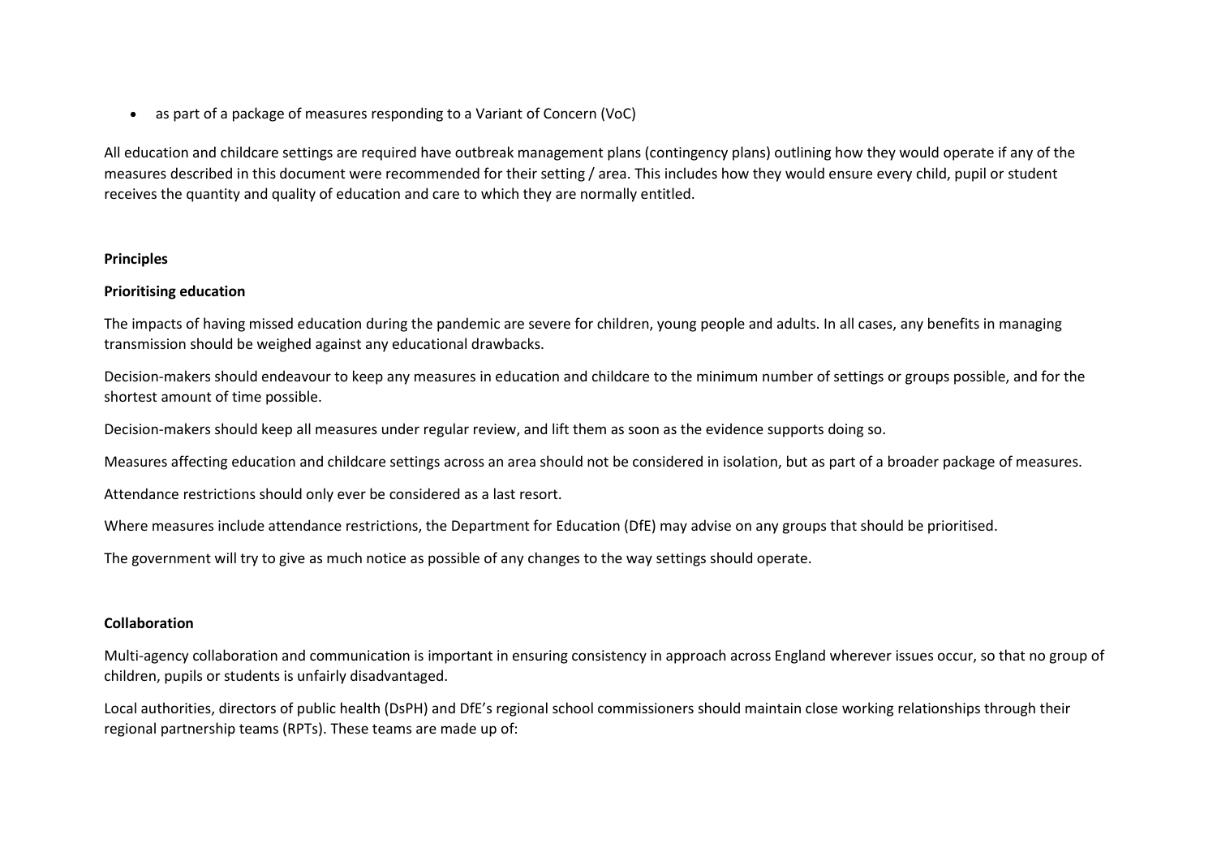- as part of a package of measures responding to a Variant of Concern (VoC)

All education and childcare settings are required have outbreak management plans (contingency plans) outlining how they would operate if any of the measures described in this document were recommended for their setting / area. This includes how they would ensure every child, pupil or student receives the quantity and quality of education and care to which they are normally entitled.

**Principles**

**Prioritising education**

The impacts of having missed education during the pandemic are severe for children, young people and adults. In all cases, any benefits in managing transmission should be weighed against any educational drawbacks.

Decision-makers should endeavour to keep any measures in education and childcare to the minimum number of settings or groups possible, and for the shortest amount of time possible.

Decision-makers should keep all measures under regular review, and lift them as soon as the evidence supports doing so.

Measures affecting education and childcare settings across an area should not be considered in isolation, but as part of a broader package of measures.

Attendance restrictions should only ever be considered as a last resort.

Where measures include attendance restrictions, the Department for Education (DfE) may advise on any groups that should be prioritised.

The government will try to give as much notice as possible of any changes to the way settings should operate.

**Collaboration**

Multi-agency collaboration and communication is important in ensuring consistency in approach across England wherever issues occur, so that no group of children, pupils or students is unfairly disadvantaged.

Local authorities, directors of public health (DsPH) and DfE's regional school commissioners should maintain close working relationships through their regional partnership teams (RPTs). These teams are made up of: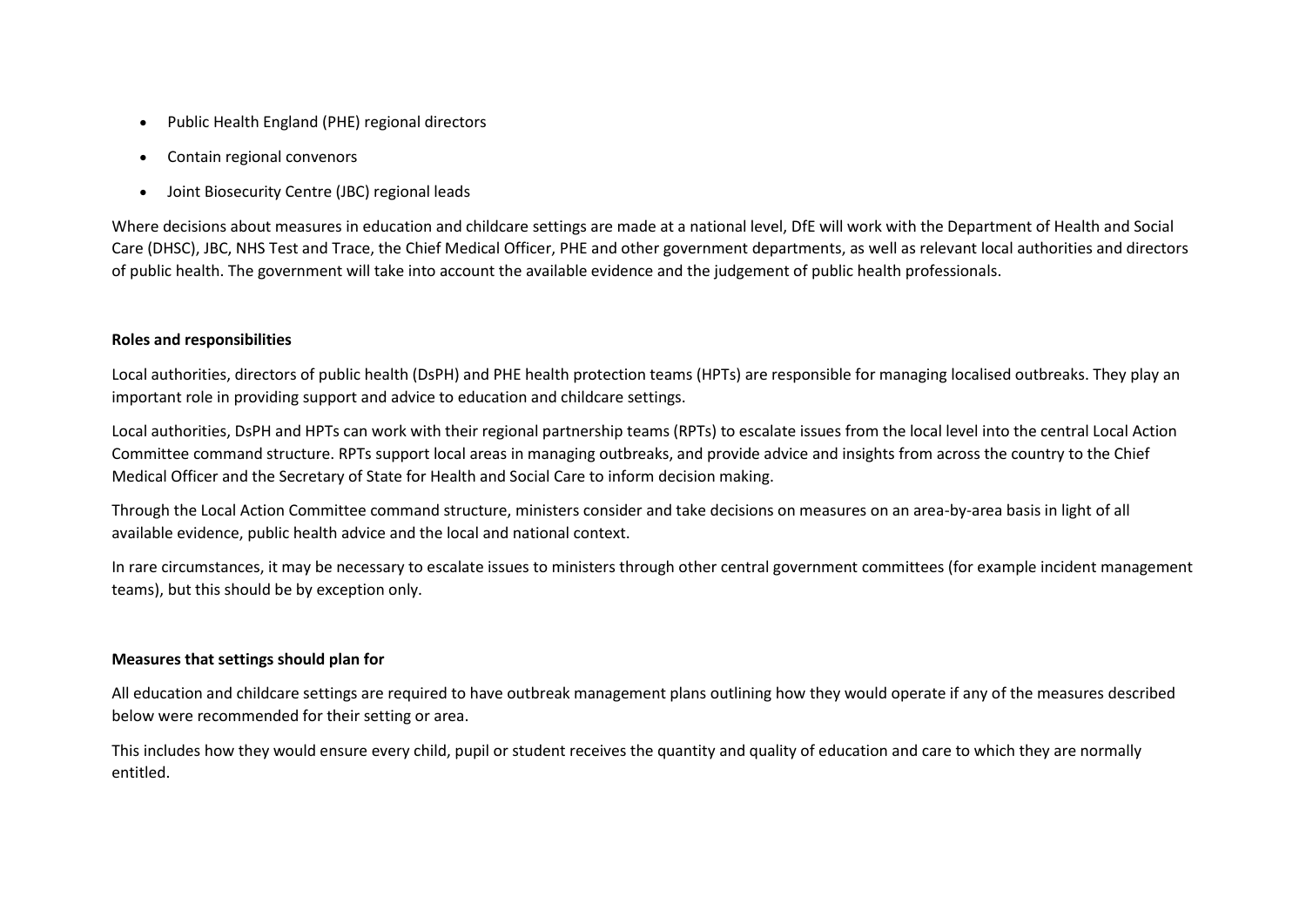- Public Health England (PHE) regional directors
- Contain regional convenors
- Joint Biosecurity Centre (JBC) regional leads

Where decisions about measures in education and childcare settings are made at a national level, DfE will work with the Department of Health and Social Care (DHSC), JBC, NHS Test and Trace, the Chief Medical Officer, PHE and other government departments, as well as relevant local authorities and directors of public health. The government will take into account the available evidence and the judgement of public health professionals.

**Roles and responsibilities**

Local authorities, directors of public health (DsPH) and PHE health protection teams (HPTs) are responsible for managing localised outbreaks. They play an important role in providing support and advice to education and childcare settings.

Local authorities, DsPH and HPTs can work with their regional partnership teams (RPTs) to escalate issues from the local level into the central Local Action Committee command structure. RPTs support local areas in managing outbreaks, and provide advice and insights from across the country to the Chief Medical Officer and the Secretary of State for Health and Social Care to inform decision making.

Through the Local Action Committee command structure, ministers consider and take decisions on measures on an area-by-area basis in light of all available evidence, public health advice and the local and national context.

In rare circumstances, it may be necessary to escalate issues to ministers through other central government committees (for example incident management teams), but this should be by exception only.

**Measures that settings should plan for**

All education and childcare settings are required to have outbreak management plans outlining how they would operate if any of the measures described below were recommended for their setting or area.

This includes how they would ensure every child, pupil or student receives the quantity and quality of education and care to which they are normally entitled.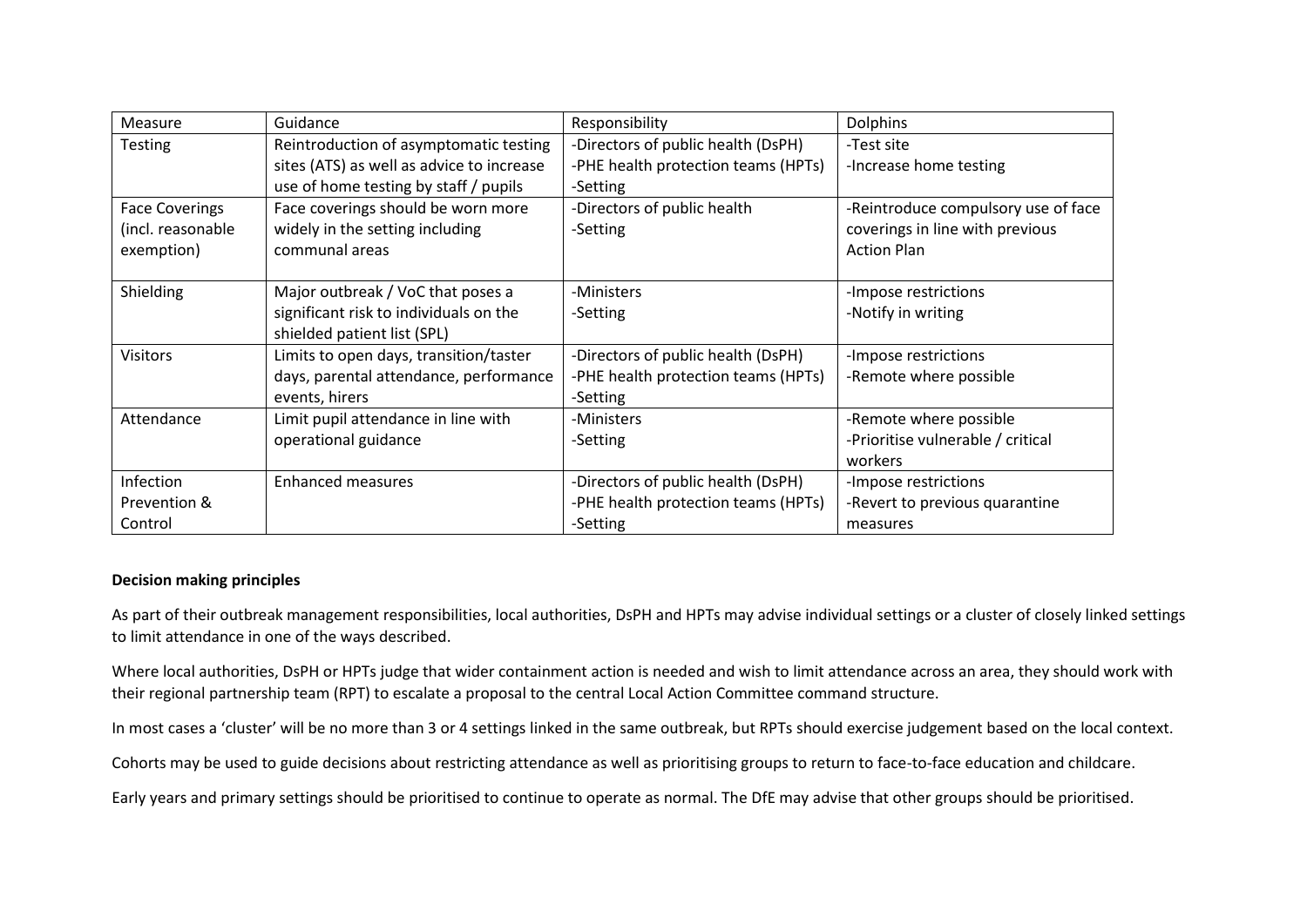| Measure | Guidance | Responsibility | Dolphins |
|---|---|---|---|
| Testing | Reintroduction of asymptomatic testing sites (ATS) as well as advice to increase use of home testing by staff / pupils | -Directors of public health (DsPH)<br>-PHE health protection teams (HPTs)<br>-Setting | -Test site<br>-Increase home testing |
| Face Coverings (incl. reasonable exemption) | Face coverings should be worn more widely in the setting including communal areas | -Directors of public health<br>-Setting | -Reintroduce compulsory use of face coverings in line with previous Action Plan |
| Shielding | Major outbreak / VoC that poses a significant risk to individuals on the shielded patient list (SPL) | -Ministers<br>-Setting | -Impose restrictions<br>-Notify in writing |
| Visitors | Limits to open days, transition/taster days, parental attendance, performance events, hirers | -Directors of public health (DsPH)<br>-PHE health protection teams (HPTs)<br>-Setting | -Impose restrictions<br>-Remote where possible |
| Attendance | Limit pupil attendance in line with operational guidance | -Ministers<br>-Setting | -Remote where possible<br>-Prioritise vulnerable / critical workers |
| Infection Prevention & Control | Enhanced measures | -Directors of public health (DsPH)<br>-PHE health protection teams (HPTs)<br>-Setting | -Impose restrictions<br>-Revert to previous quarantine measures |

**Decision making principles**

As part of their outbreak management responsibilities, local authorities, DsPH and HPTs may advise individual settings or a cluster of closely linked settings to limit attendance in one of the ways described.

Where local authorities, DsPH or HPTs judge that wider containment action is needed and wish to limit attendance across an area, they should work with their regional partnership team (RPT) to escalate a proposal to the central Local Action Committee command structure.

In most cases a 'cluster' will be no more than 3 or 4 settings linked in the same outbreak, but RPTs should exercise judgement based on the local context.

Cohorts may be used to guide decisions about restricting attendance as well as prioritising groups to return to face-to-face education and childcare.

Early years and primary settings should be prioritised to continue to operate as normal. The DfE may advise that other groups should be prioritised.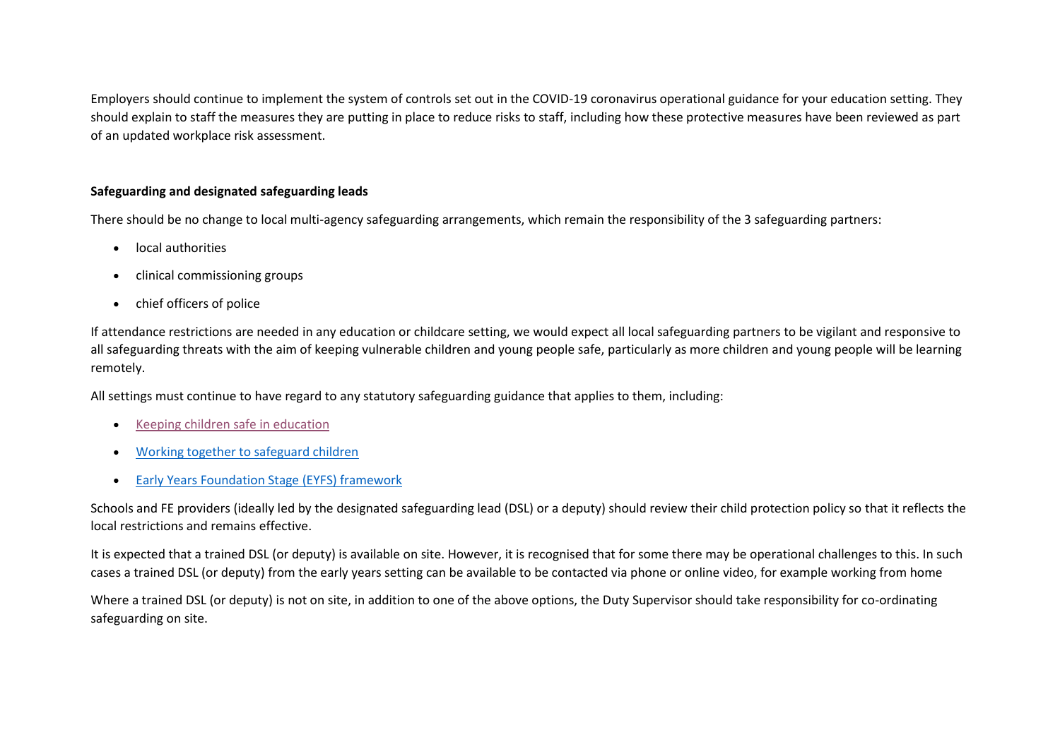Employers should continue to implement the system of controls set out in the COVID-19 coronavirus operational guidance for your education setting. They should explain to staff the measures they are putting in place to reduce risks to staff, including how these protective measures have been reviewed as part of an updated workplace risk assessment.

**Safeguarding and designated safeguarding leads**

There should be no change to local multi-agency safeguarding arrangements, which remain the responsibility of the 3 safeguarding partners:

- local authorities
- clinical commissioning groups
- chief officers of police

If attendance restrictions are needed in any education or childcare setting, we would expect all local safeguarding partners to be vigilant and responsive to all safeguarding threats with the aim of keeping vulnerable children and young people safe, particularly as more children and young people will be learning remotely.

All settings must continue to have regard to any statutory safeguarding guidance that applies to them, including:

- Keeping children safe in education
- Working together to safeguard children
- Early Years Foundation Stage (EYFS) framework

Schools and FE providers (ideally led by the designated safeguarding lead (DSL) or a deputy) should review their child protection policy so that it reflects the local restrictions and remains effective.

It is expected that a trained DSL (or deputy) is available on site. However, it is recognised that for some there may be operational challenges to this. In such cases a trained DSL (or deputy) from the early years setting can be available to be contacted via phone or online video, for example working from home

Where a trained DSL (or deputy) is not on site, in addition to one of the above options, the Duty Supervisor should take responsibility for co-ordinating safeguarding on site.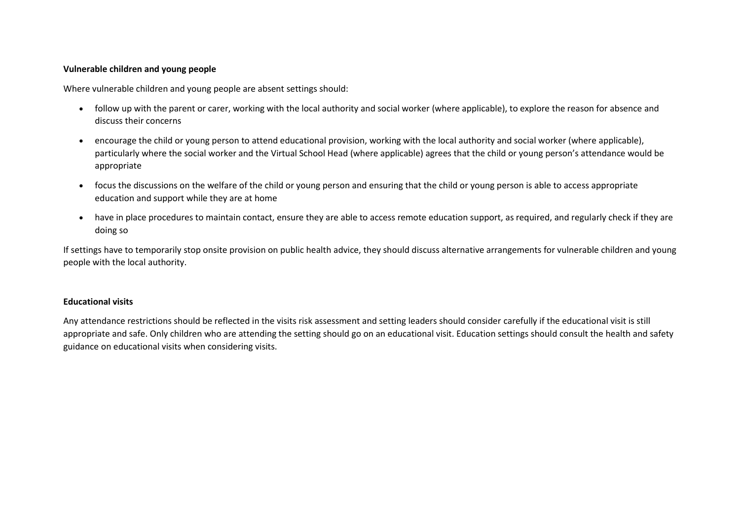**Vulnerable children and young people**

Where vulnerable children and young people are absent settings should:

- follow up with the parent or carer, working with the local authority and social worker (where applicable), to explore the reason for absence and discuss their concerns
- encourage the child or young person to attend educational provision, working with the local authority and social worker (where applicable), particularly where the social worker and the Virtual School Head (where applicable) agrees that the child or young person's attendance would be appropriate
- focus the discussions on the welfare of the child or young person and ensuring that the child or young person is able to access appropriate education and support while they are at home
- have in place procedures to maintain contact, ensure they are able to access remote education support, as required, and regularly check if they are doing so

If settings have to temporarily stop onsite provision on public health advice, they should discuss alternative arrangements for vulnerable children and young people with the local authority.

**Educational visits**

Any attendance restrictions should be reflected in the visits risk assessment and setting leaders should consider carefully if the educational visit is still appropriate and safe. Only children who are attending the setting should go on an educational visit. Education settings should consult the health and safety guidance on educational visits when considering visits.